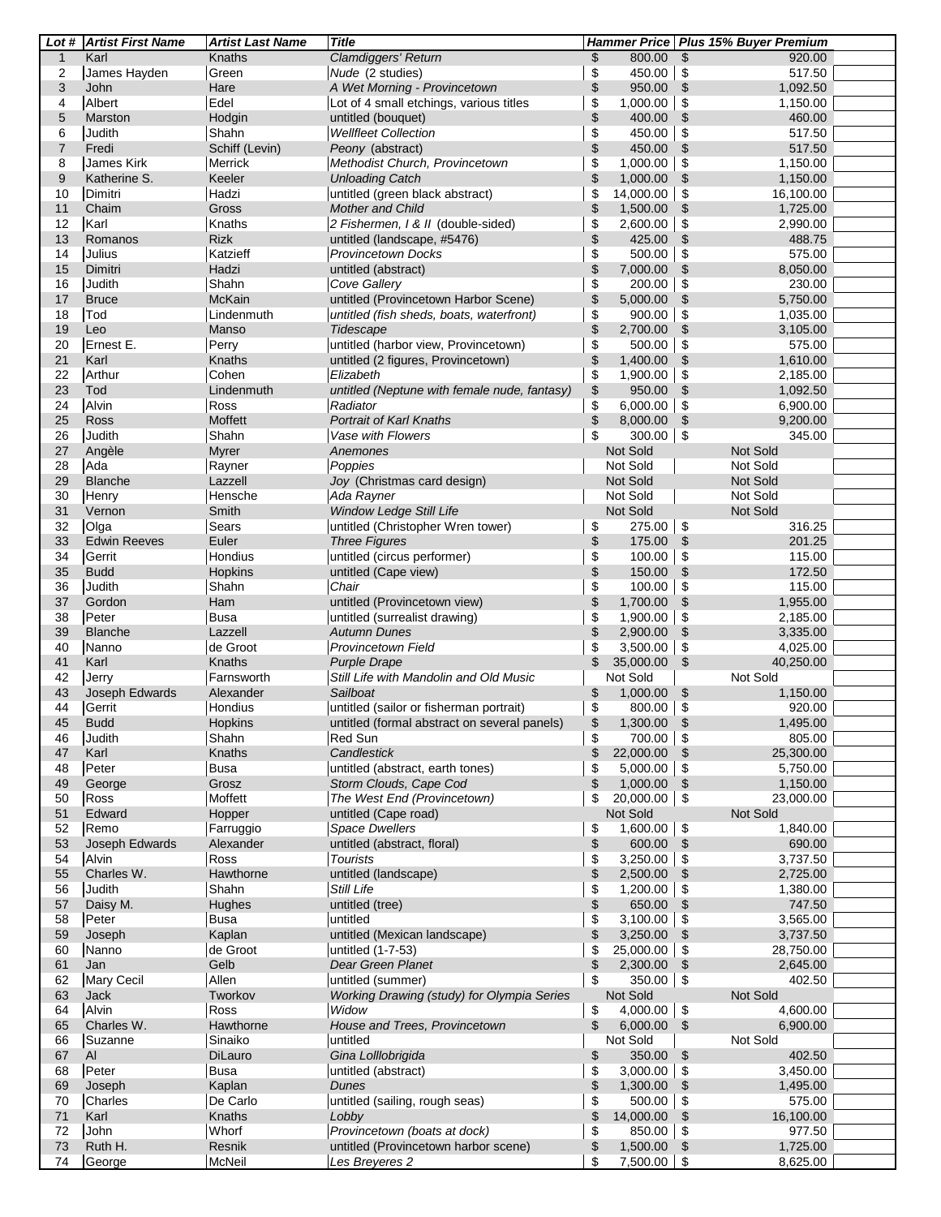| Lot # | Artist First Name | Artist Last Name | Title | Hammer Price | Plus 15% Buyer Premium |
|---|---|---|---|---|---|
| 1 | Karl | Knaths | *Clamdiggers' Return* | $ 800.00 | $ 920.00 |
| 2 | James Hayden | Green | *Nude* (2 studies) | $ 450.00 | $ 517.50 |
| 3 | John | Hare | *A Wet Morning - Provincetown* | $ 950.00 | $ 1,092.50 |
| 4 | Albert | Edel | Lot of 4 small etchings, various titles | $ 1,000.00 | $ 1,150.00 |
| 5 | Marston | Hodgin | untitled (bouquet) | $ 400.00 | $ 460.00 |
| 6 | Judith | Shahn | *Wellfleet Collection* | $ 450.00 | $ 517.50 |
| 7 | Fredi | Schiff (Levin) | *Peony* (abstract) | $ 450.00 | $ 517.50 |
| 8 | James Kirk | Merrick | *Methodist Church, Provincetown* | $ 1,000.00 | $ 1,150.00 |
| 9 | Katherine S. | Keeler | *Unloading Catch* | $ 1,000.00 | $ 1,150.00 |
| 10 | Dimitri | Hadzi | untitled (green black abstract) | $ 14,000.00 | $ 16,100.00 |
| 11 | Chaim | Gross | *Mother and Child* | $ 1,500.00 | $ 1,725.00 |
| 12 | Karl | Knaths | *2 Fishermen, I & II* (double-sided) | $ 2,600.00 | $ 2,990.00 |
| 13 | Romanos | Rizk | untitled (landscape, #5476) | $ 425.00 | $ 488.75 |
| 14 | Julius | Katzieff | *Provincetown Docks* | $ 500.00 | $ 575.00 |
| 15 | Dimitri | Hadzi | untitled (abstract) | $ 7,000.00 | $ 8,050.00 |
| 16 | Judith | Shahn | *Cove Gallery* | $ 200.00 | $ 230.00 |
| 17 | Bruce | McKain | untitled (Provincetown Harbor Scene) | $ 5,000.00 | $ 5,750.00 |
| 18 | Tod | Lindenmuth | *untitled (fish sheds, boats, waterfront)* | $ 900.00 | $ 1,035.00 |
| 19 | Leo | Manso | *Tidescape* | $ 2,700.00 | $ 3,105.00 |
| 20 | Ernest E. | Perry | untitled (harbor view, Provincetown) | $ 500.00 | $ 575.00 |
| 21 | Karl | Knaths | untitled (2 figures, Provincetown) | $ 1,400.00 | $ 1,610.00 |
| 22 | Arthur | Cohen | *Elizabeth* | $ 1,900.00 | $ 2,185.00 |
| 23 | Tod | Lindenmuth | *untitled (Neptune with female nude, fantasy)* | $ 950.00 | $ 1,092.50 |
| 24 | Alvin | Ross | *Radiator* | $ 6,000.00 | $ 6,900.00 |
| 25 | Ross | Moffett | *Portrait of Karl Knaths* | $ 8,000.00 | $ 9,200.00 |
| 26 | Judith | Shahn | *Vase with Flowers* | $ 300.00 | $ 345.00 |
| 27 | Angèle | Myrer | *Anemones* | Not Sold | Not Sold |
| 28 | Ada | Rayner | *Poppies* | Not Sold | Not Sold |
| 29 | Blanche | Lazzell | *Joy* (Christmas card design) | Not Sold | Not Sold |
| 30 | Henry | Hensche | *Ada Rayner* | Not Sold | Not Sold |
| 31 | Vernon | Smith | *Window Ledge Still Life* | Not Sold | Not Sold |
| 32 | Olga | Sears | untitled (Christopher Wren tower) | $ 275.00 | $ 316.25 |
| 33 | Edwin Reeves | Euler | *Three Figures* | $ 175.00 | $ 201.25 |
| 34 | Gerrit | Hondius | untitled (circus performer) | $ 100.00 | $ 115.00 |
| 35 | Budd | Hopkins | untitled (Cape view) | $ 150.00 | $ 172.50 |
| 36 | Judith | Shahn | *Chair* | $ 100.00 | $ 115.00 |
| 37 | Gordon | Ham | untitled (Provincetown view) | $ 1,700.00 | $ 1,955.00 |
| 38 | Peter | Busa | untitled (surrealist drawing) | $ 1,900.00 | $ 2,185.00 |
| 39 | Blanche | Lazzell | *Autumn Dunes* | $ 2,900.00 | $ 3,335.00 |
| 40 | Nanno | de Groot | *Provincetown Field* | $ 3,500.00 | $ 4,025.00 |
| 41 | Karl | Knaths | *Purple Drape* | $ 35,000.00 | $ 40,250.00 |
| 42 | Jerry | Farnsworth | *Still Life with Mandolin and Old Music* | Not Sold | Not Sold |
| 43 | Joseph Edwards | Alexander | *Sailboat* | $ 1,000.00 | $ 1,150.00 |
| 44 | Gerrit | Hondius | untitled (sailor or fisherman portrait) | $ 800.00 | $ 920.00 |
| 45 | Budd | Hopkins | untitled (formal abstract on several panels) | $ 1,300.00 | $ 1,495.00 |
| 46 | Judith | Shahn | Red Sun | $ 700.00 | $ 805.00 |
| 47 | Karl | Knaths | *Candlestick* | $ 22,000.00 | $ 25,300.00 |
| 48 | Peter | Busa | untitled (abstract, earth tones) | $ 5,000.00 | $ 5,750.00 |
| 49 | George | Grosz | *Storm Clouds, Cape Cod* | $ 1,000.00 | $ 1,150.00 |
| 50 | Ross | Moffett | *The West End (Provincetown)* | $ 20,000.00 | $ 23,000.00 |
| 51 | Edward | Hopper | untitled (Cape road) | Not Sold | Not Sold |
| 52 | Remo | Farruggio | *Space Dwellers* | $ 1,600.00 | $ 1,840.00 |
| 53 | Joseph Edwards | Alexander | untitled (abstract, floral) | $ 600.00 | $ 690.00 |
| 54 | Alvin | Ross | *Tourists* | $ 3,250.00 | $ 3,737.50 |
| 55 | Charles W. | Hawthorne | untitled (landscape) | $ 2,500.00 | $ 2,725.00 |
| 56 | Judith | Shahn | *Still Life* | $ 1,200.00 | $ 1,380.00 |
| 57 | Daisy M. | Hughes | untitled (tree) | $ 650.00 | $ 747.50 |
| 58 | Peter | Busa | untitled | $ 3,100.00 | $ 3,565.00 |
| 59 | Joseph | Kaplan | untitled (Mexican landscape) | $ 3,250.00 | $ 3,737.50 |
| 60 | Nanno | de Groot | untitled (1-7-53) | $ 25,000.00 | $ 28,750.00 |
| 61 | Jan | Gelb | *Dear Green Planet* | $ 2,300.00 | $ 2,645.00 |
| 62 | Mary Cecil | Allen | untitled (summer) | $ 350.00 | $ 402.50 |
| 63 | Jack | Tworkov | *Working Drawing (study) for Olympia Series* | Not Sold | Not Sold |
| 64 | Alvin | Ross | *Widow* | $ 4,000.00 | $ 4,600.00 |
| 65 | Charles W. | Hawthorne | *House and Trees, Provincetown* | $ 6,000.00 | $ 6,900.00 |
| 66 | Suzanne | Sinaiko | untitled | Not Sold | Not Sold |
| 67 | Al | DiLauro | *Gina Lolllobrigida* | $ 350.00 | $ 402.50 |
| 68 | Peter | Busa | untitled (abstract) | $ 3,000.00 | $ 3,450.00 |
| 69 | Joseph | Kaplan | *Dunes* | $ 1,300.00 | $ 1,495.00 |
| 70 | Charles | De Carlo | untitled (sailing, rough seas) | $ 500.00 | $ 575.00 |
| 71 | Karl | Knaths | *Lobby* | $ 14,000.00 | $ 16,100.00 |
| 72 | John | Whorf | *Provincetown (boats at dock)* | $ 850.00 | $ 977.50 |
| 73 | Ruth H. | Resnik | untitled (Provincetown harbor scene) | $ 1,500.00 | $ 1,725.00 |
| 74 | George | McNeil | *Les Breyeres 2* | $ 7,500.00 | $ 8,625.00 |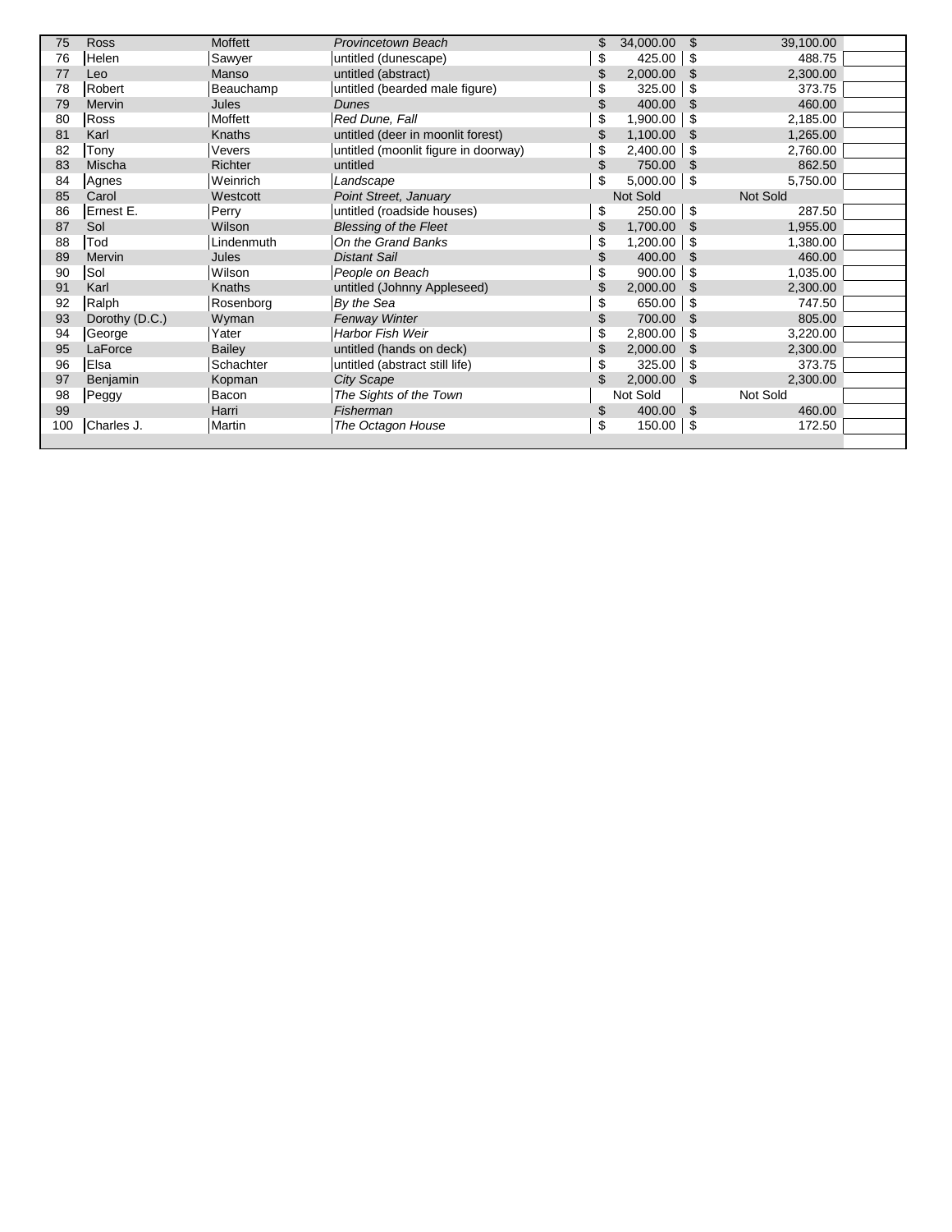| | | | | | | |
|---|---|---|---|---|---|---|
| 75 | Ross | Moffett | *Provincetown Beach* | $ 34,000.00 | $ 39,100.00 | |
| 76 | Helen | Sawyer | untitled (dunescape) | $ 425.00 | $ 488.75 | |
| 77 | Leo | Manso | untitled (abstract) | $ 2,000.00 | $ 2,300.00 | |
| 78 | Robert | Beauchamp | untitled (bearded male figure) | $ 325.00 | $ 373.75 | |
| 79 | Mervin | Jules | *Dunes* | $ 400.00 | $ 460.00 | |
| 80 | Ross | Moffett | *Red Dune, Fall* | $ 1,900.00 | $ 2,185.00 | |
| 81 | Karl | Knaths | untitled (deer in moonlit forest) | $ 1,100.00 | $ 1,265.00 | |
| 82 | Tony | Vevers | untitled (moonlit figure in doorway) | $ 2,400.00 | $ 2,760.00 | |
| 83 | Mischa | Richter | untitled | $ 750.00 | $ 862.50 | |
| 84 | Agnes | Weinrich | *Landscape* | $ 5,000.00 | $ 5,750.00 | |
| 85 | Carol | Westcott | *Point Street, January* | Not Sold | Not Sold | |
| 86 | Ernest E. | Perry | untitled (roadside houses) | $ 250.00 | $ 287.50 | |
| 87 | Sol | Wilson | *Blessing of the Fleet* | $ 1,700.00 | $ 1,955.00 | |
| 88 | Tod | Lindenmuth | *On the Grand Banks* | $ 1,200.00 | $ 1,380.00 | |
| 89 | Mervin | Jules | *Distant Sail* | $ 400.00 | $ 460.00 | |
| 90 | Sol | Wilson | *People on Beach* | $ 900.00 | $ 1,035.00 | |
| 91 | Karl | Knaths | untitled (Johnny Appleseed) | $ 2,000.00 | $ 2,300.00 | |
| 92 | Ralph | Rosenborg | *By the Sea* | $ 650.00 | $ 747.50 | |
| 93 | Dorothy (D.C.) | Wyman | *Fenway Winter* | $ 700.00 | $ 805.00 | |
| 94 | George | Yater | *Harbor Fish Weir* | $ 2,800.00 | $ 3,220.00 | |
| 95 | LaForce | Bailey | untitled (hands on deck) | $ 2,000.00 | $ 2,300.00 | |
| 96 | Elsa | Schachter | untitled (abstract still life) | $ 325.00 | $ 373.75 | |
| 97 | Benjamin | Kopman | *City Scape* | $ 2,000.00 | $ 2,300.00 | |
| 98 | Peggy | Bacon | *The Sights of the Town* | Not Sold | Not Sold | |
| 99 | | Harri | *Fisherman* | $ 400.00 | $ 460.00 | |
| 100 | Charles J. | Martin | *The Octagon House* | $ 150.00 | $ 172.50 | |